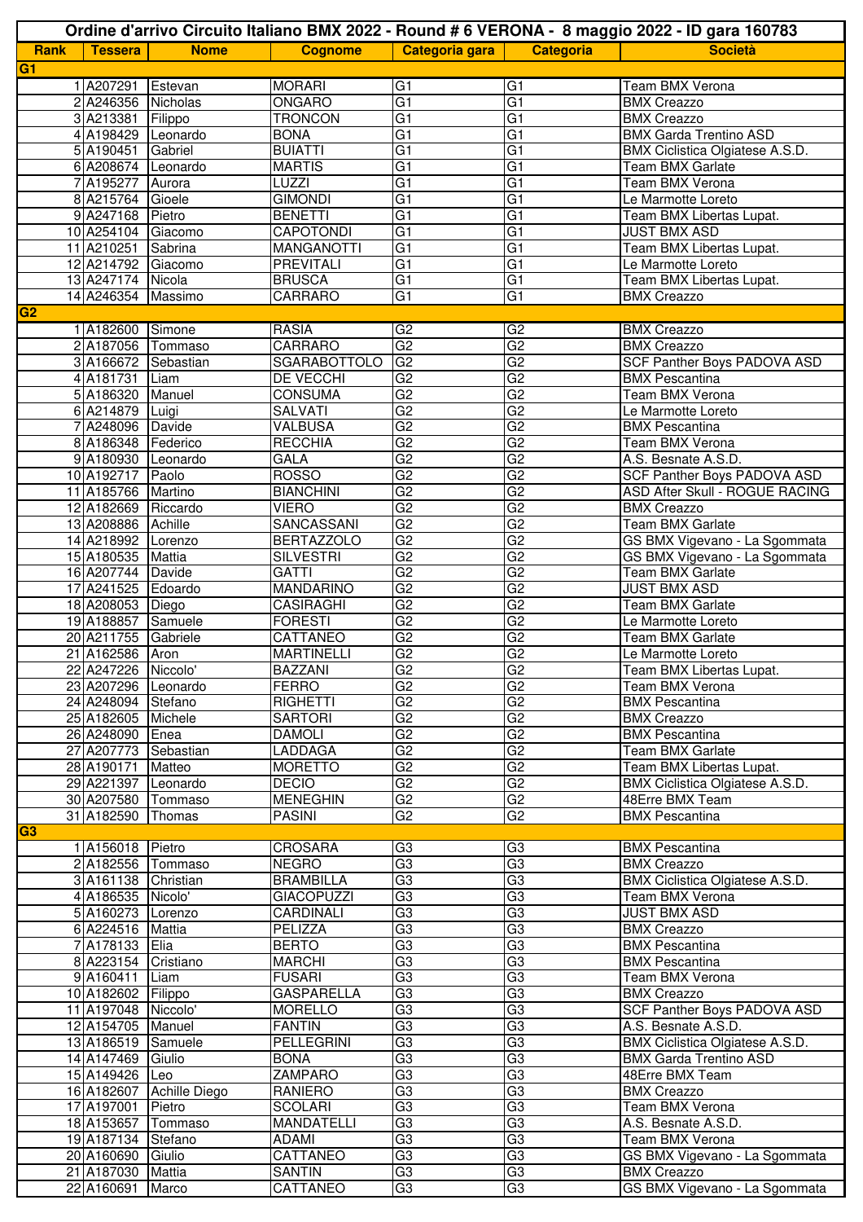# Ordine d'arrivo Circuito Italiano BMX 2022 - Round # 6 VERONA - 8 maggio 2022 - ID gara 160783

| Rank | Tessera | Nome | Cognome | Categoria gara | Categoria | Società |
|---|---|---|---|---|---|---|
| **G1** | | | | | | |
| 1 | A207291 | Estevan | MORARI | G1 | G1 | Team BMX Verona |
| 2 | A246356 | Nicholas | ONGARO | G1 | G1 | BMX Creazzo |
| 3 | A213381 | Filippo | TRONCON | G1 | G1 | BMX Creazzo |
| 4 | A198429 | Leonardo | BONA | G1 | G1 | BMX Garda Trentino ASD |
| 5 | A190451 | Gabriel | BUIATTI | G1 | G1 | BMX Ciclistica Olgiatese A.S.D. |
| 6 | A208674 | Leonardo | MARTIS | G1 | G1 | Team BMX Garlate |
| 7 | A195277 | Aurora | LUZZI | G1 | G1 | Team BMX Verona |
| 8 | A215764 | Gioele | GIMONDI | G1 | G1 | Le Marmotte Loreto |
| 9 | A247168 | Pietro | BENETTI | G1 | G1 | Team BMX Libertas Lupat. |
| 10 | A254104 | Giacomo | CAPOTONDI | G1 | G1 | JUST BMX ASD |
| 11 | A210251 | Sabrina | MANGANOTTI | G1 | G1 | Team BMX Libertas Lupat. |
| 12 | A214792 | Giacomo | PREVITALI | G1 | G1 | Le Marmotte Loreto |
| 13 | A247174 | Nicola | BRUSCA | G1 | G1 | Team BMX Libertas Lupat. |
| 14 | A246354 | Massimo | CARRARO | G1 | G1 | BMX Creazzo |
| **G2** | | | | | | |
| 1 | A182600 | Simone | RASIA | G2 | G2 | BMX Creazzo |
| 2 | A187056 | Tommaso | CARRARO | G2 | G2 | BMX Creazzo |
| 3 | A166672 | Sebastian | SGARABOTTOLO | G2 | G2 | SCF Panther Boys PADOVA ASD |
| 4 | A181731 | Liam | DE VECCHI | G2 | G2 | BMX Pescantina |
| 5 | A186320 | Manuel | CONSUMA | G2 | G2 | Team BMX Verona |
| 6 | A214879 | Luigi | SALVATI | G2 | G2 | Le Marmotte Loreto |
| 7 | A248096 | Davide | VALBUSA | G2 | G2 | BMX Pescantina |
| 8 | A186348 | Federico | RECCHIA | G2 | G2 | Team BMX Verona |
| 9 | A180930 | Leonardo | GALA | G2 | G2 | A.S. Besnate A.S.D. |
| 10 | A192717 | Paolo | ROSSO | G2 | G2 | SCF Panther Boys PADOVA ASD |
| 11 | A185766 | Martino | BIANCHINI | G2 | G2 | ASD After Skull - ROGUE RACING |
| 12 | A182669 | Riccardo | VIERO | G2 | G2 | BMX Creazzo |
| 13 | A208886 | Achille | SANCASSANI | G2 | G2 | Team BMX Garlate |
| 14 | A218992 | Lorenzo | BERTAZZOLO | G2 | G2 | GS BMX Vigevano - La Sgommata |
| 15 | A180535 | Mattia | SILVESTRI | G2 | G2 | GS BMX Vigevano - La Sgommata |
| 16 | A207744 | Davide | GATTI | G2 | G2 | Team BMX Garlate |
| 17 | A241525 | Edoardo | MANDARINO | G2 | G2 | JUST BMX ASD |
| 18 | A208053 | Diego | CASIRAGHI | G2 | G2 | Team BMX Garlate |
| 19 | A188857 | Samuele | FORESTI | G2 | G2 | Le Marmotte Loreto |
| 20 | A211755 | Gabriele | CATTANEO | G2 | G2 | Team BMX Garlate |
| 21 | A162586 | Aron | MARTINELLI | G2 | G2 | Le Marmotte Loreto |
| 22 | A247226 | Niccolo' | BAZZANI | G2 | G2 | Team BMX Libertas Lupat. |
| 23 | A207296 | Leonardo | FERRO | G2 | G2 | Team BMX Verona |
| 24 | A248094 | Stefano | RIGHETTI | G2 | G2 | BMX Pescantina |
| 25 | A182605 | Michele | SARTORI | G2 | G2 | BMX Creazzo |
| 26 | A248090 | Enea | DAMOLI | G2 | G2 | BMX Pescantina |
| 27 | A207773 | Sebastian | LADDAGA | G2 | G2 | Team BMX Garlate |
| 28 | A190171 | Matteo | MORETTO | G2 | G2 | Team BMX Libertas Lupat. |
| 29 | A221397 | Leonardo | DECIO | G2 | G2 | BMX Ciclistica Olgiatese A.S.D. |
| 30 | A207580 | Tommaso | MENEGHIN | G2 | G2 | 48Erre BMX Team |
| 31 | A182590 | Thomas | PASINI | G2 | G2 | BMX Pescantina |
| **G3** | | | | | | |
| 1 | A156018 | Pietro | CROSARA | G3 | G3 | BMX Pescantina |
| 2 | A182556 | Tommaso | NEGRO | G3 | G3 | BMX Creazzo |
| 3 | A161138 | Christian | BRAMBILLA | G3 | G3 | BMX Ciclistica Olgiatese A.S.D. |
| 4 | A186535 | Nicolo' | GIACOPUZZI | G3 | G3 | Team BMX Verona |
| 5 | A160273 | Lorenzo | CARDINALI | G3 | G3 | JUST BMX ASD |
| 6 | A224516 | Mattia | PELIZZA | G3 | G3 | BMX Creazzo |
| 7 | A178133 | Elia | BERTO | G3 | G3 | BMX Pescantina |
| 8 | A223154 | Cristiano | MARCHI | G3 | G3 | BMX Pescantina |
| 9 | A160411 | Liam | FUSARI | G3 | G3 | Team BMX Verona |
| 10 | A182602 | Filippo | GASPARELLA | G3 | G3 | BMX Creazzo |
| 11 | A197048 | Niccolo' | MORELLO | G3 | G3 | SCF Panther Boys PADOVA ASD |
| 12 | A154705 | Manuel | FANTIN | G3 | G3 | A.S. Besnate A.S.D. |
| 13 | A186519 | Samuele | PELLEGRINI | G3 | G3 | BMX Ciclistica Olgiatese A.S.D. |
| 14 | A147469 | Giulio | BONA | G3 | G3 | BMX Garda Trentino ASD |
| 15 | A149426 | Leo | ZAMPARO | G3 | G3 | 48Erre BMX Team |
| 16 | A182607 | Achille Diego | RANIERO | G3 | G3 | BMX Creazzo |
| 17 | A197001 | Pietro | SCOLARI | G3 | G3 | Team BMX Verona |
| 18 | A153657 | Tommaso | MANDATELLI | G3 | G3 | A.S. Besnate A.S.D. |
| 19 | A187134 | Stefano | ADAMI | G3 | G3 | Team BMX Verona |
| 20 | A160690 | Giulio | CATTANEO | G3 | G3 | GS BMX Vigevano - La Sgommata |
| 21 | A187030 | Mattia | SANTIN | G3 | G3 | BMX Creazzo |
| 22 | A160691 | Marco | CATTANEO | G3 | G3 | GS BMX Vigevano - La Sgommata |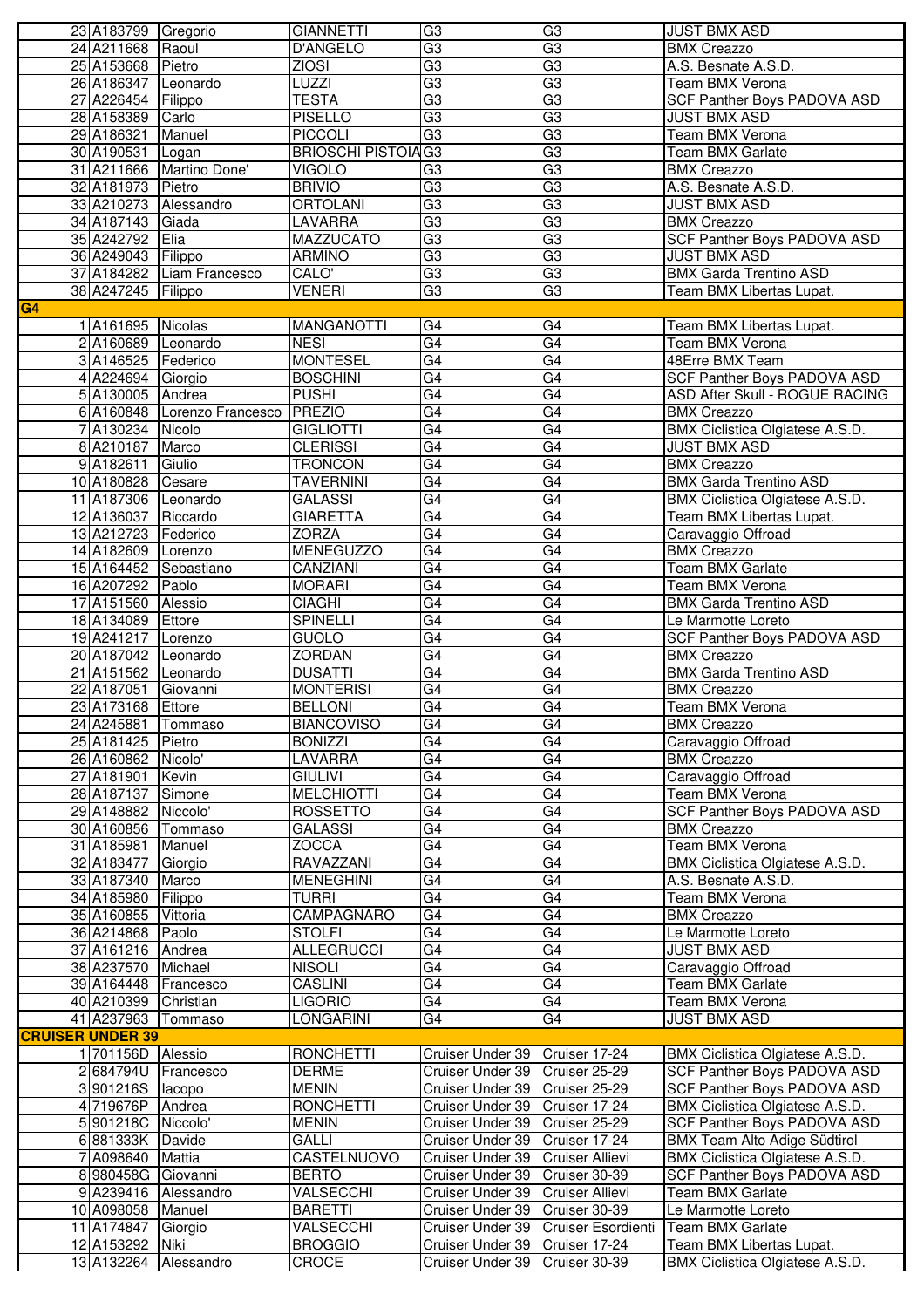| | | | | | | |
|---|---|---|---|---|---|---|
| 23 | A183799 | Gregorio | GIANNETTI | G3 | G3 | JUST BMX ASD |
| 24 | A211668 | Raoul | D'ANGELO | G3 | G3 | BMX Creazzo |
| 25 | A153668 | Pietro | ZIOSI | G3 | G3 | A.S. Besnate A.S.D. |
| 26 | A186347 | Leonardo | LUZZI | G3 | G3 | Team BMX Verona |
| 27 | A226454 | Filippo | TESTA | G3 | G3 | SCF Panther Boys PADOVA ASD |
| 28 | A158389 | Carlo | PISELLO | G3 | G3 | JUST BMX ASD |
| 29 | A186321 | Manuel | PICCOLI | G3 | G3 | Team BMX Verona |
| 30 | A190531 | Logan | BRIOSCHI PISTOIA | G3 | G3 | Team BMX Garlate |
| 31 | A211666 | Martino Done' | VIGOLO | G3 | G3 | BMX Creazzo |
| 32 | A181973 | Pietro | BRIVIO | G3 | G3 | A.S. Besnate A.S.D. |
| 33 | A210273 | Alessandro | ORTOLANI | G3 | G3 | JUST BMX ASD |
| 34 | A187143 | Giada | LAVARRA | G3 | G3 | BMX Creazzo |
| 35 | A242792 | Elia | MAZZUCATO | G3 | G3 | SCF Panther Boys PADOVA ASD |
| 36 | A249043 | Filippo | ARMINO | G3 | G3 | JUST BMX ASD |
| 37 | A184282 | Liam Francesco | CALO' | G3 | G3 | BMX Garda Trentino ASD |
| 38 | A247245 | Filippo | VENERI | G3 | G3 | Team BMX Libertas Lupat. |
| **G4** | | | | | | |
| 1 | A161695 | Nicolas | MANGANOTTI | G4 | G4 | Team BMX Libertas Lupat. |
| 2 | A160689 | Leonardo | NESI | G4 | G4 | Team BMX Verona |
| 3 | A146525 | Federico | MONTESEL | G4 | G4 | 48Erre BMX Team |
| 4 | A224694 | Giorgio | BOSCHINI | G4 | G4 | SCF Panther Boys PADOVA ASD |
| 5 | A130005 | Andrea | PUSHI | G4 | G4 | ASD After Skull - ROGUE RACING |
| 6 | A160848 | Lorenzo Francesco | PREZIO | G4 | G4 | BMX Creazzo |
| 7 | A130234 | Nicolo | GIGLIOTTI | G4 | G4 | BMX Ciclistica Olgiatese A.S.D. |
| 8 | A210187 | Marco | CLERISSI | G4 | G4 | JUST BMX ASD |
| 9 | A182611 | Giulio | TRONCON | G4 | G4 | BMX Creazzo |
| 10 | A180828 | Cesare | TAVERNINI | G4 | G4 | BMX Garda Trentino ASD |
| 11 | A187306 | Leonardo | GALASSI | G4 | G4 | BMX Ciclistica Olgiatese A.S.D. |
| 12 | A136037 | Riccardo | GIARETTA | G4 | G4 | Team BMX Libertas Lupat. |
| 13 | A212723 | Federico | ZORZA | G4 | G4 | Caravaggio Offroad |
| 14 | A182609 | Lorenzo | MENEGUZZO | G4 | G4 | BMX Creazzo |
| 15 | A164452 | Sebastiano | CANZIANI | G4 | G4 | Team BMX Garlate |
| 16 | A207292 | Pablo | MORARI | G4 | G4 | Team BMX Verona |
| 17 | A151560 | Alessio | CIAGHI | G4 | G4 | BMX Garda Trentino ASD |
| 18 | A134089 | Ettore | SPINELLI | G4 | G4 | Le Marmotte Loreto |
| 19 | A241217 | Lorenzo | GUOLO | G4 | G4 | SCF Panther Boys PADOVA ASD |
| 20 | A187042 | Leonardo | ZORDAN | G4 | G4 | BMX Creazzo |
| 21 | A151562 | Leonardo | DUSATTI | G4 | G4 | BMX Garda Trentino ASD |
| 22 | A187051 | Giovanni | MONTERISI | G4 | G4 | BMX Creazzo |
| 23 | A173168 | Ettore | BELLONI | G4 | G4 | Team BMX Verona |
| 24 | A245881 | Tommaso | BIANCOVISO | G4 | G4 | BMX Creazzo |
| 25 | A181425 | Pietro | BONIZZI | G4 | G4 | Caravaggio Offroad |
| 26 | A160862 | Nicolo' | LAVARRA | G4 | G4 | BMX Creazzo |
| 27 | A181901 | Kevin | GIULIVI | G4 | G4 | Caravaggio Offroad |
| 28 | A187137 | Simone | MELCHIOTTI | G4 | G4 | Team BMX Verona |
| 29 | A148882 | Niccolo' | ROSSETTO | G4 | G4 | SCF Panther Boys PADOVA ASD |
| 30 | A160856 | Tommaso | GALASSI | G4 | G4 | BMX Creazzo |
| 31 | A185981 | Manuel | ZOCCA | G4 | G4 | Team BMX Verona |
| 32 | A183477 | Giorgio | RAVAZZANI | G4 | G4 | BMX Ciclistica Olgiatese A.S.D. |
| 33 | A187340 | Marco | MENEGHINI | G4 | G4 | A.S. Besnate A.S.D. |
| 34 | A185980 | Filippo | TURRI | G4 | G4 | Team BMX Verona |
| 35 | A160855 | Vittoria | CAMPAGNARO | G4 | G4 | BMX Creazzo |
| 36 | A214868 | Paolo | STOLFI | G4 | G4 | Le Marmotte Loreto |
| 37 | A161216 | Andrea | ALLEGRUCCI | G4 | G4 | JUST BMX ASD |
| 38 | A237570 | Michael | NISOLI | G4 | G4 | Caravaggio Offroad |
| 39 | A164448 | Francesco | CASLINI | G4 | G4 | Team BMX Garlate |
| 40 | A210399 | Christian | LIGORIO | G4 | G4 | Team BMX Verona |
| 41 | A237963 | Tommaso | LONGARINI | G4 | G4 | JUST BMX ASD |
| **CRUISER UNDER 39** | | | | | | |
| 1 | 701156D | Alessio | RONCHETTI | Cruiser Under 39 | Cruiser 17-24 | BMX Ciclistica Olgiatese A.S.D. |
| 2 | 684794U | Francesco | DERME | Cruiser Under 39 | Cruiser 25-29 | SCF Panther Boys PADOVA ASD |
| 3 | 901216S | Iacopo | MENIN | Cruiser Under 39 | Cruiser 25-29 | SCF Panther Boys PADOVA ASD |
| 4 | 719676P | Andrea | RONCHETTI | Cruiser Under 39 | Cruiser 17-24 | BMX Ciclistica Olgiatese A.S.D. |
| 5 | 901218C | Niccolo' | MENIN | Cruiser Under 39 | Cruiser 25-29 | SCF Panther Boys PADOVA ASD |
| 6 | 881333K | Davide | GALLI | Cruiser Under 39 | Cruiser 17-24 | BMX Team Alto Adige Südtirol |
| 7 | A098640 | Mattia | CASTELNUOVO | Cruiser Under 39 | Cruiser Allievi | BMX Ciclistica Olgiatese A.S.D. |
| 8 | 980458G | Giovanni | BERTO | Cruiser Under 39 | Cruiser 30-39 | SCF Panther Boys PADOVA ASD |
| 9 | A239416 | Alessandro | VALSECCHI | Cruiser Under 39 | Cruiser Allievi | Team BMX Garlate |
| 10 | A098058 | Manuel | BARETTI | Cruiser Under 39 | Cruiser 30-39 | Le Marmotte Loreto |
| 11 | A174847 | Giorgio | VALSECCHI | Cruiser Under 39 | Cruiser Esordienti | Team BMX Garlate |
| 12 | A153292 | Niki | BROGGIO | Cruiser Under 39 | Cruiser 17-24 | Team BMX Libertas Lupat. |
| 13 | A132264 | Alessandro | CROCE | Cruiser Under 39 | Cruiser 30-39 | BMX Ciclistica Olgiatese A.S.D. |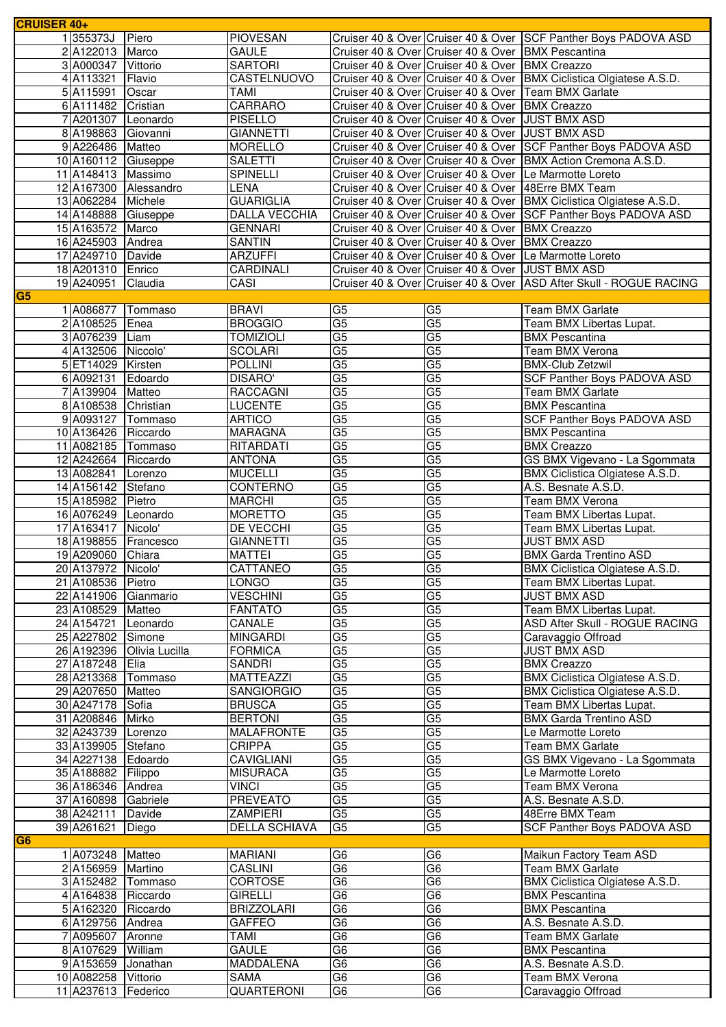| CRUISER 40+ | | | | | | |
|---|---|---|---|---|---|---|
| 1 | 355373J | Piero | PIOVESAN | Cruiser 40 & Over | Cruiser 40 & Over | SCF Panther Boys PADOVA ASD |
| 2 | A122013 | Marco | GAULE | Cruiser 40 & Over | Cruiser 40 & Over | BMX Pescantina |
| 3 | A000347 | Vittorio | SARTORI | Cruiser 40 & Over | Cruiser 40 & Over | BMX Creazzo |
| 4 | A113321 | Flavio | CASTELNUOVO | Cruiser 40 & Over | Cruiser 40 & Over | BMX Ciclistica Olgiatese A.S.D. |
| 5 | A115991 | Oscar | TAMI | Cruiser 40 & Over | Cruiser 40 & Over | Team BMX Garlate |
| 6 | A111482 | Cristian | CARRARO | Cruiser 40 & Over | Cruiser 40 & Over | BMX Creazzo |
| 7 | A201307 | Leonardo | PISELLO | Cruiser 40 & Over | Cruiser 40 & Over | JUST BMX ASD |
| 8 | A198863 | Giovanni | GIANNETTI | Cruiser 40 & Over | Cruiser 40 & Over | JUST BMX ASD |
| 9 | A226486 | Matteo | MORELLO | Cruiser 40 & Over | Cruiser 40 & Over | SCF Panther Boys PADOVA ASD |
| 10 | A160112 | Giuseppe | SALETTI | Cruiser 40 & Over | Cruiser 40 & Over | BMX Action Cremona A.S.D. |
| 11 | A148413 | Massimo | SPINELLI | Cruiser 40 & Over | Cruiser 40 & Over | Le Marmotte Loreto |
| 12 | A167300 | Alessandro | LENA | Cruiser 40 & Over | Cruiser 40 & Over | 48Erre BMX Team |
| 13 | A062284 | Michele | GUARIGLIA | Cruiser 40 & Over | Cruiser 40 & Over | BMX Ciclistica Olgiatese A.S.D. |
| 14 | A148888 | Giuseppe | DALLA VECCHIA | Cruiser 40 & Over | Cruiser 40 & Over | SCF Panther Boys PADOVA ASD |
| 15 | A163572 | Marco | GENNARI | Cruiser 40 & Over | Cruiser 40 & Over | BMX Creazzo |
| 16 | A245903 | Andrea | SANTIN | Cruiser 40 & Over | Cruiser 40 & Over | BMX Creazzo |
| 17 | A249710 | Davide | ARZUFFI | Cruiser 40 & Over | Cruiser 40 & Over | Le Marmotte Loreto |
| 18 | A201310 | Enrico | CARDINALI | Cruiser 40 & Over | Cruiser 40 & Over | JUST BMX ASD |
| 19 | A240951 | Claudia | CASI | Cruiser 40 & Over | Cruiser 40 & Over | ASD After Skull - ROGUE RACING |
| **G5** | | | | | | |
| 1 | A086877 | Tommaso | BRAVI | G5 | G5 | Team BMX Garlate |
| 2 | A108525 | Enea | BROGGIO | G5 | G5 | Team BMX Libertas Lupat. |
| 3 | A076239 | Liam | TOMIZIOLI | G5 | G5 | BMX Pescantina |
| 4 | A132506 | Niccolo' | SCOLARI | G5 | G5 | Team BMX Verona |
| 5 | ET14029 | Kirsten | POLLINI | G5 | G5 | BMX-Club Zetzwil |
| 6 | A092131 | Edoardo | DISARO' | G5 | G5 | SCF Panther Boys PADOVA ASD |
| 7 | A139904 | Matteo | RACCAGNI | G5 | G5 | Team BMX Garlate |
| 8 | A108538 | Christian | LUCENTE | G5 | G5 | BMX Pescantina |
| 9 | A093127 | Tommaso | ARTICO | G5 | G5 | SCF Panther Boys PADOVA ASD |
| 10 | A136426 | Riccardo | MARAGNA | G5 | G5 | BMX Pescantina |
| 11 | A082185 | Tommaso | RITARDATI | G5 | G5 | BMX Creazzo |
| 12 | A242664 | Riccardo | ANTONA | G5 | G5 | GS BMX Vigevano - La Sgommata |
| 13 | A082841 | Lorenzo | MUCELLI | G5 | G5 | BMX Ciclistica Olgiatese A.S.D. |
| 14 | A156142 | Stefano | CONTERNO | G5 | G5 | A.S. Besnate A.S.D. |
| 15 | A185982 | Pietro | MARCHI | G5 | G5 | Team BMX Verona |
| 16 | A076249 | Leonardo | MORETTO | G5 | G5 | Team BMX Libertas Lupat. |
| 17 | A163417 | Nicolo' | DE VECCHI | G5 | G5 | Team BMX Libertas Lupat. |
| 18 | A198855 | Francesco | GIANNETTI | G5 | G5 | JUST BMX ASD |
| 19 | A209060 | Chiara | MATTEI | G5 | G5 | BMX Garda Trentino ASD |
| 20 | A137972 | Nicolo' | CATTANEO | G5 | G5 | BMX Ciclistica Olgiatese A.S.D. |
| 21 | A108536 | Pietro | LONGO | G5 | G5 | Team BMX Libertas Lupat. |
| 22 | A141906 | Gianmario | VESCHINI | G5 | G5 | JUST BMX ASD |
| 23 | A108529 | Matteo | FANTATO | G5 | G5 | Team BMX Libertas Lupat. |
| 24 | A154721 | Leonardo | CANALE | G5 | G5 | ASD After Skull - ROGUE RACING |
| 25 | A227802 | Simone | MINGARDI | G5 | G5 | Caravaggio Offroad |
| 26 | A192396 | Olivia Lucilla | FORMICA | G5 | G5 | JUST BMX ASD |
| 27 | A187248 | Elia | SANDRI | G5 | G5 | BMX Creazzo |
| 28 | A213368 | Tommaso | MATTEAZZI | G5 | G5 | BMX Ciclistica Olgiatese A.S.D. |
| 29 | A207650 | Matteo | SANGIORGIO | G5 | G5 | BMX Ciclistica Olgiatese A.S.D. |
| 30 | A247178 | Sofia | BRUSCA | G5 | G5 | Team BMX Libertas Lupat. |
| 31 | A208846 | Mirko | BERTONI | G5 | G5 | BMX Garda Trentino ASD |
| 32 | A243739 | Lorenzo | MALAFRONTE | G5 | G5 | Le Marmotte Loreto |
| 33 | A139905 | Stefano | CRIPPA | G5 | G5 | Team BMX Garlate |
| 34 | A227138 | Edoardo | CAVIGLIANI | G5 | G5 | GS BMX Vigevano - La Sgommata |
| 35 | A188882 | Filippo | MISURACA | G5 | G5 | Le Marmotte Loreto |
| 36 | A186346 | Andrea | VINCI | G5 | G5 | Team BMX Verona |
| 37 | A160898 | Gabriele | PREVEATO | G5 | G5 | A.S. Besnate A.S.D. |
| 38 | A242111 | Davide | ZAMPIERI | G5 | G5 | 48Erre BMX Team |
| 39 | A261621 | Diego | DELLA SCHIAVA | G5 | G5 | SCF Panther Boys PADOVA ASD |
| **G6** | | | | | | |
| 1 | A073248 | Matteo | MARIANI | G6 | G6 | Maikun Factory Team ASD |
| 2 | A156959 | Martino | CASLINI | G6 | G6 | Team BMX Garlate |
| 3 | A152482 | Tommaso | CORTOSE | G6 | G6 | BMX Ciclistica Olgiatese A.S.D. |
| 4 | A164838 | Riccardo | GIRELLI | G6 | G6 | BMX Pescantina |
| 5 | A162320 | Riccardo | BRIZZOLARI | G6 | G6 | BMX Pescantina |
| 6 | A129756 | Andrea | GAFFEO | G6 | G6 | A.S. Besnate A.S.D. |
| 7 | A095607 | Aronne | TAMI | G6 | G6 | Team BMX Garlate |
| 8 | A107629 | William | GAULE | G6 | G6 | BMX Pescantina |
| 9 | A153659 | Jonathan | MADDALENA | G6 | G6 | A.S. Besnate A.S.D. |
| 10 | A082258 | Vittorio | SAMA | G6 | G6 | Team BMX Verona |
| 11 | A237613 | Federico | QUARTERONI | G6 | G6 | Caravaggio Offroad |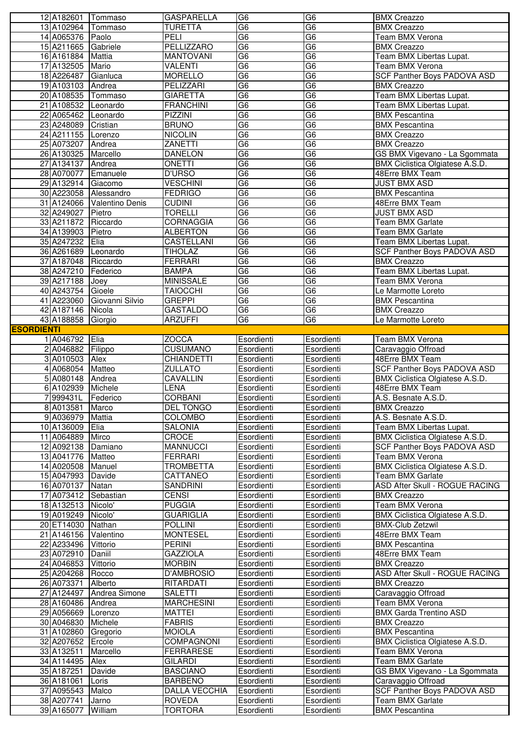| | | | | | | |
|---|---|---|---|---|---|---|
| 12 | A182601 | Tommaso | GASPARELLA | G6 | G6 | BMX Creazzo |
| 13 | A102964 | Tommaso | TURETTA | G6 | G6 | BMX Creazzo |
| 14 | A065376 | Paolo | PELI | G6 | G6 | Team BMX Verona |
| 15 | A211665 | Gabriele | PELLIZZARO | G6 | G6 | BMX Creazzo |
| 16 | A161884 | Mattia | MANTOVANI | G6 | G6 | Team BMX Libertas Lupat. |
| 17 | A132505 | Mario | VALENTI | G6 | G6 | Team BMX Verona |
| 18 | A226487 | Gianluca | MORELLO | G6 | G6 | SCF Panther Boys PADOVA ASD |
| 19 | A103103 | Andrea | PELIZZARI | G6 | G6 | BMX Creazzo |
| 20 | A108535 | Tommaso | GIARETTA | G6 | G6 | Team BMX Libertas Lupat. |
| 21 | A108532 | Leonardo | FRANCHINI | G6 | G6 | Team BMX Libertas Lupat. |
| 22 | A065462 | Leonardo | PIZZINI | G6 | G6 | BMX Pescantina |
| 23 | A248089 | Cristian | BRUNO | G6 | G6 | BMX Pescantina |
| 24 | A211155 | Lorenzo | NICOLIN | G6 | G6 | BMX Creazzo |
| 25 | A073207 | Andrea | ZANETTI | G6 | G6 | BMX Creazzo |
| 26 | A130325 | Marcello | DANELON | G6 | G6 | GS BMX Vigevano - La Sgommata |
| 27 | A134137 | Andrea | ONETTI | G6 | G6 | BMX Ciclistica Olgiatese A.S.D. |
| 28 | A070077 | Emanuele | D'URSO | G6 | G6 | 48Erre BMX Team |
| 29 | A132914 | Giacomo | VESCHINI | G6 | G6 | JUST BMX ASD |
| 30 | A223058 | Alessandro | FEDRIGO | G6 | G6 | BMX Pescantina |
| 31 | A124066 | Valentino Denis | CUDINI | G6 | G6 | 48Erre BMX Team |
| 32 | A249027 | Pietro | TORELLI | G6 | G6 | JUST BMX ASD |
| 33 | A211872 | Riccardo | CORNAGGIA | G6 | G6 | Team BMX Garlate |
| 34 | A139903 | Pietro | ALBERTON | G6 | G6 | Team BMX Garlate |
| 35 | A247232 | Elia | CASTELLANI | G6 | G6 | Team BMX Libertas Lupat. |
| 36 | A261689 | Leonardo | TIHOLAZ | G6 | G6 | SCF Panther Boys PADOVA ASD |
| 37 | A187048 | Riccardo | FERRARI | G6 | G6 | BMX Creazzo |
| 38 | A247210 | Federico | BAMPA | G6 | G6 | Team BMX Libertas Lupat. |
| 39 | A217188 | Joey | MINISSALE | G6 | G6 | Team BMX Verona |
| 40 | A243754 | Gioele | TAIOCCHI | G6 | G6 | Le Marmotte Loreto |
| 41 | A223060 | Giovanni Silvio | GREPPI | G6 | G6 | BMX Pescantina |
| 42 | A187146 | Nicola | GASTALDO | G6 | G6 | BMX Creazzo |
| 43 | A188858 | Giorgio | ARZUFFI | G6 | G6 | Le Marmotte Loreto |
| **ESORDIENTI** | | | | | | |
| 1 | A046792 | Elia | ZOCCA | Esordienti | Esordienti | Team BMX Verona |
| 2 | A046882 | Filippo | CUSUMANO | Esordienti | Esordienti | Caravaggio Offroad |
| 3 | A010503 | Alex | CHIANDETTI | Esordienti | Esordienti | 48Erre BMX Team |
| 4 | A068054 | Matteo | ZULLATO | Esordienti | Esordienti | SCF Panther Boys PADOVA ASD |
| 5 | A080148 | Andrea | CAVALLIN | Esordienti | Esordienti | BMX Ciclistica Olgiatese A.S.D. |
| 6 | A102939 | Michele | LENA | Esordienti | Esordienti | 48Erre BMX Team |
| 7 | 999431L | Federico | CORBANI | Esordienti | Esordienti | A.S. Besnate A.S.D. |
| 8 | A013581 | Marco | DEL TONGO | Esordienti | Esordienti | BMX Creazzo |
| 9 | A036979 | Mattia | COLOMBO | Esordienti | Esordienti | A.S. Besnate A.S.D. |
| 10 | A136009 | Elia | SALONIA | Esordienti | Esordienti | Team BMX Libertas Lupat. |
| 11 | A064889 | Mirco | CROCE | Esordienti | Esordienti | BMX Ciclistica Olgiatese A.S.D. |
| 12 | A092138 | Damiano | MANNUCCI | Esordienti | Esordienti | SCF Panther Boys PADOVA ASD |
| 13 | A041776 | Matteo | FERRARI | Esordienti | Esordienti | Team BMX Verona |
| 14 | A020508 | Manuel | TROMBETTA | Esordienti | Esordienti | BMX Ciclistica Olgiatese A.S.D. |
| 15 | A047993 | Davide | CATTANEO | Esordienti | Esordienti | Team BMX Garlate |
| 16 | A070137 | Natan | SANDRINI | Esordienti | Esordienti | ASD After Skull - ROGUE RACING |
| 17 | A073412 | Sebastian | CENSI | Esordienti | Esordienti | BMX Creazzo |
| 18 | A132513 | Nicolo' | PUGGIA | Esordienti | Esordienti | Team BMX Verona |
| 19 | A019249 | Nicolo' | GUARIGLIA | Esordienti | Esordienti | BMX Ciclistica Olgiatese A.S.D. |
| 20 | ET14030 | Nathan | POLLINI | Esordienti | Esordienti | BMX-Club Zetzwil |
| 21 | A146156 | Valentino | MONTESEL | Esordienti | Esordienti | 48Erre BMX Team |
| 22 | A233496 | Vittorio | PERINI | Esordienti | Esordienti | BMX Pescantina |
| 23 | A072910 | Daniil | GAZZIOLA | Esordienti | Esordienti | 48Erre BMX Team |
| 24 | A046853 | Vittorio | MORBIN | Esordienti | Esordienti | BMX Creazzo |
| 25 | A204268 | Rocco | D'AMBROSIO | Esordienti | Esordienti | ASD After Skull - ROGUE RACING |
| 26 | A073371 | Alberto | RITARDATI | Esordienti | Esordienti | BMX Creazzo |
| 27 | A124497 | Andrea Simone | SALETTI | Esordienti | Esordienti | Caravaggio Offroad |
| 28 | A160486 | Andrea | MARCHESINI | Esordienti | Esordienti | Team BMX Verona |
| 29 | A056669 | Lorenzo | MATTEI | Esordienti | Esordienti | BMX Garda Trentino ASD |
| 30 | A046830 | Michele | FABRIS | Esordienti | Esordienti | BMX Creazzo |
| 31 | A102860 | Gregorio | MOIOLA | Esordienti | Esordienti | BMX Pescantina |
| 32 | A207652 | Ercole | COMPAGNONI | Esordienti | Esordienti | BMX Ciclistica Olgiatese A.S.D. |
| 33 | A132511 | Marcello | FERRARESE | Esordienti | Esordienti | Team BMX Verona |
| 34 | A114495 | Alex | GILARDI | Esordienti | Esordienti | Team BMX Garlate |
| 35 | A187251 | Davide | BASCIANO | Esordienti | Esordienti | GS BMX Vigevano - La Sgommata |
| 36 | A181061 | Loris | BARBENO | Esordienti | Esordienti | Caravaggio Offroad |
| 37 | A095543 | Malco | DALLA VECCHIA | Esordienti | Esordienti | SCF Panther Boys PADOVA ASD |
| 38 | A207741 | Jarno | ROVEDA | Esordienti | Esordienti | Team BMX Garlate |
| 39 | A165077 | William | TORTORA | Esordienti | Esordienti | BMX Pescantina |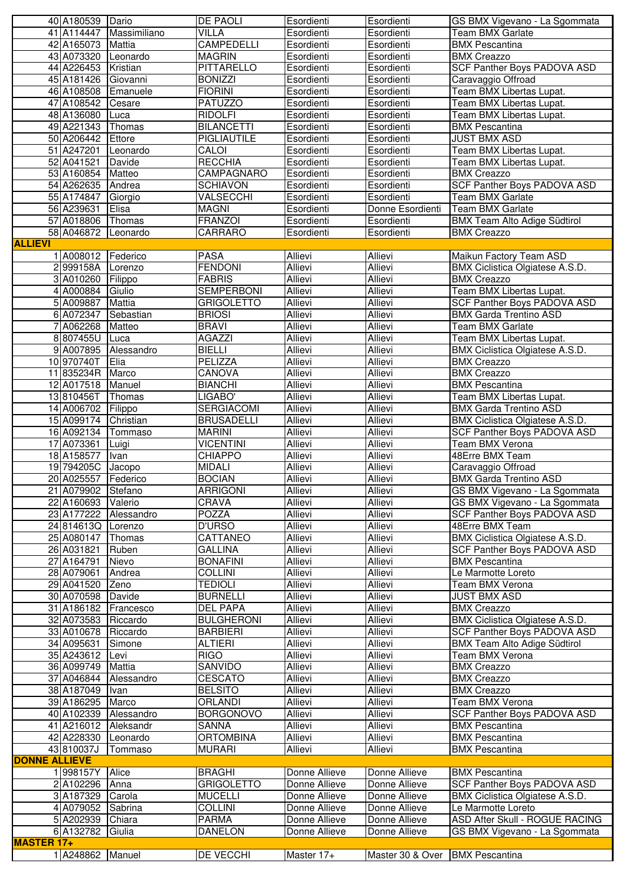| | | | | | | |
|---|---|---|---|---|---|---|
| 40 | A180539 | Dario | DE PAOLI | Esordienti | Esordienti | GS BMX Vigevano - La Sgommata |
| 41 | A114447 | Massimiliano | VILLA | Esordienti | Esordienti | Team BMX Garlate |
| 42 | A165073 | Mattia | CAMPEDELLI | Esordienti | Esordienti | BMX Pescantina |
| 43 | A073320 | Leonardo | MAGRIN | Esordienti | Esordienti | BMX Creazzo |
| 44 | A226453 | Kristian | PITTARELLO | Esordienti | Esordienti | SCF Panther Boys PADOVA ASD |
| 45 | A181426 | Giovanni | BONIZZI | Esordienti | Esordienti | Caravaggio Offroad |
| 46 | A108508 | Emanuele | FIORINI | Esordienti | Esordienti | Team BMX Libertas Lupat. |
| 47 | A108542 | Cesare | PATUZZO | Esordienti | Esordienti | Team BMX Libertas Lupat. |
| 48 | A136080 | Luca | RIDOLFI | Esordienti | Esordienti | Team BMX Libertas Lupat. |
| 49 | A221343 | Thomas | BILANCETTI | Esordienti | Esordienti | BMX Pescantina |
| 50 | A206442 | Ettore | PIGLIAUTILE | Esordienti | Esordienti | JUST BMX ASD |
| 51 | A247201 | Leonardo | CALOI | Esordienti | Esordienti | Team BMX Libertas Lupat. |
| 52 | A041521 | Davide | RECCHIA | Esordienti | Esordienti | Team BMX Libertas Lupat. |
| 53 | A160854 | Matteo | CAMPAGNARO | Esordienti | Esordienti | BMX Creazzo |
| 54 | A262635 | Andrea | SCHIAVON | Esordienti | Esordienti | SCF Panther Boys PADOVA ASD |
| 55 | A174847 | Giorgio | VALSECCHI | Esordienti | Esordienti | Team BMX Garlate |
| 56 | A239631 | Elisa | MAGNI | Esordienti | Donne Esordienti | Team BMX Garlate |
| 57 | A018806 | Thomas | FRANZOI | Esordienti | Esordienti | BMX Team Alto Adige Südtirol |
| 58 | A046872 | Leonardo | CARRARO | Esordienti | Esordienti | BMX Creazzo |
| **ALLIEVI** | | | | | | |
| 1 | A008012 | Federico | PASA | Allievi | Allievi | Maikun Factory Team ASD |
| 2 | 999158A | Lorenzo | FENDONI | Allievi | Allievi | BMX Ciclistica Olgiatese A.S.D. |
| 3 | A010260 | Filippo | FABRIS | Allievi | Allievi | BMX Creazzo |
| 4 | A000884 | Giulio | SEMPERBONI | Allievi | Allievi | Team BMX Libertas Lupat. |
| 5 | A009887 | Mattia | GRIGOLETTO | Allievi | Allievi | SCF Panther Boys PADOVA ASD |
| 6 | A072347 | Sebastian | BRIOSI | Allievi | Allievi | BMX Garda Trentino ASD |
| 7 | A062268 | Matteo | BRAVI | Allievi | Allievi | Team BMX Garlate |
| 8 | 807455U | Luca | AGAZZI | Allievi | Allievi | Team BMX Libertas Lupat. |
| 9 | A007895 | Alessandro | BIELLI | Allievi | Allievi | BMX Ciclistica Olgiatese A.S.D. |
| 10 | 970740T | Elia | PELIZZA | Allievi | Allievi | BMX Creazzo |
| 11 | 835234R | Marco | CANOVA | Allievi | Allievi | BMX Creazzo |
| 12 | A017518 | Manuel | BIANCHI | Allievi | Allievi | BMX Pescantina |
| 13 | 810456T | Thomas | LIGABO' | Allievi | Allievi | Team BMX Libertas Lupat. |
| 14 | A006702 | Filippo | SERGIACOMI | Allievi | Allievi | BMX Garda Trentino ASD |
| 15 | A099174 | Christian | BRUSADELLI | Allievi | Allievi | BMX Ciclistica Olgiatese A.S.D. |
| 16 | A092134 | Tommaso | MARINI | Allievi | Allievi | SCF Panther Boys PADOVA ASD |
| 17 | A073361 | Luigi | VICENTINI | Allievi | Allievi | Team BMX Verona |
| 18 | A158577 | Ivan | CHIAPPO | Allievi | Allievi | 48Erre BMX Team |
| 19 | 794205C | Jacopo | MIDALI | Allievi | Allievi | Caravaggio Offroad |
| 20 | A025557 | Federico | BOCIAN | Allievi | Allievi | BMX Garda Trentino ASD |
| 21 | A079902 | Stefano | ARRIGONI | Allievi | Allievi | GS BMX Vigevano - La Sgommata |
| 22 | A160693 | Valerio | CRAVA | Allievi | Allievi | GS BMX Vigevano - La Sgommata |
| 23 | A177222 | Alessandro | POZZA | Allievi | Allievi | SCF Panther Boys PADOVA ASD |
| 24 | 814613Q | Lorenzo | D'URSO | Allievi | Allievi | 48Erre BMX Team |
| 25 | A080147 | Thomas | CATTANEO | Allievi | Allievi | BMX Ciclistica Olgiatese A.S.D. |
| 26 | A031821 | Ruben | GALLINA | Allievi | Allievi | SCF Panther Boys PADOVA ASD |
| 27 | A164791 | Nievo | BONAFINI | Allievi | Allievi | BMX Pescantina |
| 28 | A079061 | Andrea | COLLINI | Allievi | Allievi | Le Marmotte Loreto |
| 29 | A041520 | Zeno | TEDIOLI | Allievi | Allievi | Team BMX Verona |
| 30 | A070598 | Davide | BURNELLI | Allievi | Allievi | JUST BMX ASD |
| 31 | A186182 | Francesco | DEL PAPA | Allievi | Allievi | BMX Creazzo |
| 32 | A073583 | Riccardo | BULGHERONI | Allievi | Allievi | BMX Ciclistica Olgiatese A.S.D. |
| 33 | A010678 | Riccardo | BARBIERI | Allievi | Allievi | SCF Panther Boys PADOVA ASD |
| 34 | A095631 | Simone | ALTIERI | Allievi | Allievi | BMX Team Alto Adige Südtirol |
| 35 | A243612 | Levi | RIGO | Allievi | Allievi | Team BMX Verona |
| 36 | A099749 | Mattia | SANVIDO | Allievi | Allievi | BMX Creazzo |
| 37 | A046844 | Alessandro | CESCATO | Allievi | Allievi | BMX Creazzo |
| 38 | A187049 | Ivan | BELSITO | Allievi | Allievi | BMX Creazzo |
| 39 | A186295 | Marco | ORLANDI | Allievi | Allievi | Team BMX Verona |
| 40 | A102339 | Alessandro | BORGONOVO | Allievi | Allievi | SCF Panther Boys PADOVA ASD |
| 41 | A216012 | Aleksandr | SANNA | Allievi | Allievi | BMX Pescantina |
| 42 | A228330 | Leonardo | ORTOMBINA | Allievi | Allievi | BMX Pescantina |
| 43 | 810037J | Tommaso | MURARI | Allievi | Allievi | BMX Pescantina |
| **DONNE ALLIEVE** | | | | | | |
| 1 | 998157Y | Alice | BRAGHI | Donne Allieve | Donne Allieve | BMX Pescantina |
| 2 | A102296 | Anna | GRIGOLETTO | Donne Allieve | Donne Allieve | SCF Panther Boys PADOVA ASD |
| 3 | A187329 | Carola | MUCELLI | Donne Allieve | Donne Allieve | BMX Ciclistica Olgiatese A.S.D. |
| 4 | A079052 | Sabrina | COLLINI | Donne Allieve | Donne Allieve | Le Marmotte Loreto |
| 5 | A202939 | Chiara | PARMA | Donne Allieve | Donne Allieve | ASD After Skull - ROGUE RACING |
| 6 | A132782 | Giulia | DANELON | Donne Allieve | Donne Allieve | GS BMX Vigevano - La Sgommata |
| **MASTER 17+** | | | | | | |
| 1 | A248862 | Manuel | DE VECCHI | Master 17+ | Master 30 & Over | BMX Pescantina |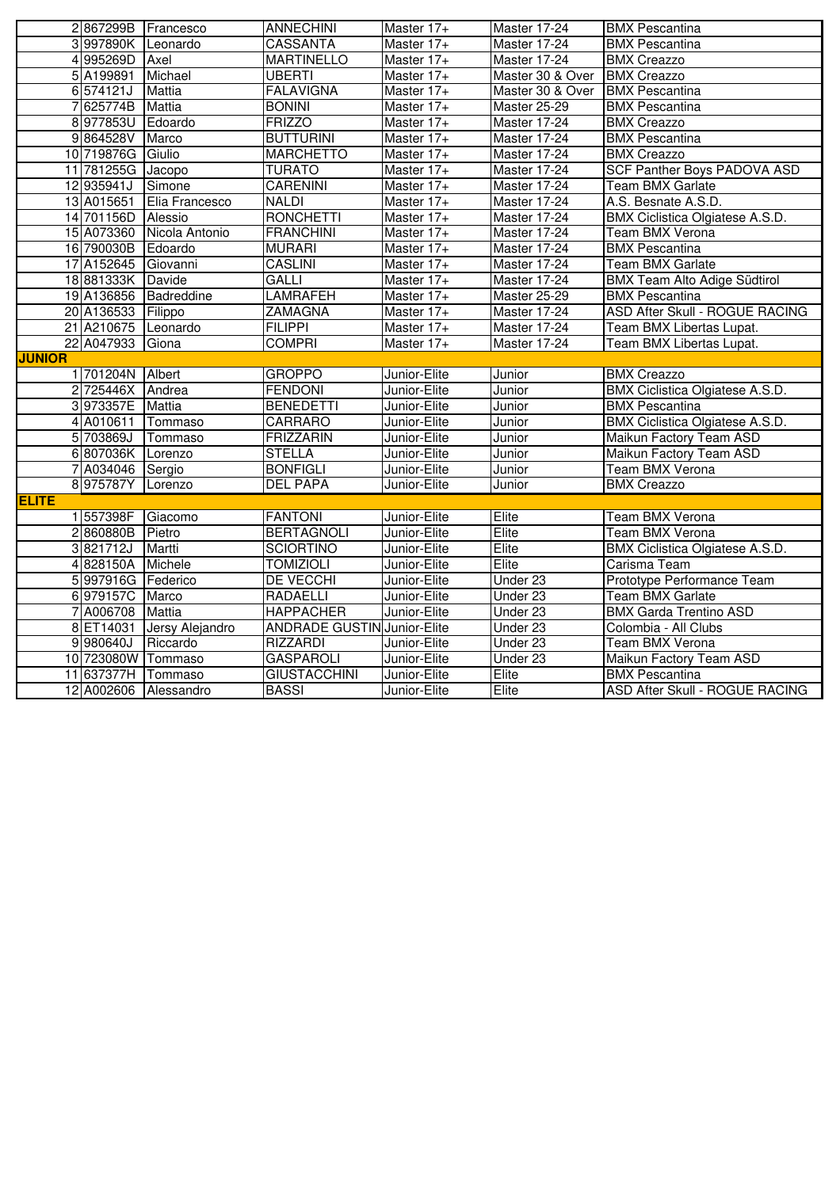| | | | | | | |
|---|---|---|---|---|---|---|
| 2 | 867299B | Francesco | ANNECHINI | Master 17+ | Master 17-24 | BMX Pescantina |
| 3 | 997890K | Leonardo | CASSANTA | Master 17+ | Master 17-24 | BMX Pescantina |
| 4 | 995269D | Axel | MARTINELLO | Master 17+ | Master 17-24 | BMX Creazzo |
| 5 | A199891 | Michael | UBERTI | Master 17+ | Master 30 & Over | BMX Creazzo |
| 6 | 574121J | Mattia | FALAVIGNA | Master 17+ | Master 30 & Over | BMX Pescantina |
| 7 | 625774B | Mattia | BONINI | Master 17+ | Master 25-29 | BMX Pescantina |
| 8 | 977853U | Edoardo | FRIZZO | Master 17+ | Master 17-24 | BMX Creazzo |
| 9 | 864528V | Marco | BUTTURINI | Master 17+ | Master 17-24 | BMX Pescantina |
| 10 | 719876G | Giulio | MARCHETTO | Master 17+ | Master 17-24 | BMX Creazzo |
| 11 | 781255G | Jacopo | TURATO | Master 17+ | Master 17-24 | SCF Panther Boys PADOVA ASD |
| 12 | 935941J | Simone | CARENINI | Master 17+ | Master 17-24 | Team BMX Garlate |
| 13 | A015651 | Elia Francesco | NALDI | Master 17+ | Master 17-24 | A.S. Besnate A.S.D. |
| 14 | 701156D | Alessio | RONCHETTI | Master 17+ | Master 17-24 | BMX Ciclistica Olgiatese A.S.D. |
| 15 | A073360 | Nicola Antonio | FRANCHINI | Master 17+ | Master 17-24 | Team BMX Verona |
| 16 | 790030B | Edoardo | MURARI | Master 17+ | Master 17-24 | BMX Pescantina |
| 17 | A152645 | Giovanni | CASLINI | Master 17+ | Master 17-24 | Team BMX Garlate |
| 18 | 881333K | Davide | GALLI | Master 17+ | Master 17-24 | BMX Team Alto Adige Südtirol |
| 19 | A136856 | Badreddine | LAMRAFEH | Master 17+ | Master 25-29 | BMX Pescantina |
| 20 | A136533 | Filippo | ZAMAGNA | Master 17+ | Master 17-24 | ASD After Skull - ROGUE RACING |
| 21 | A210675 | Leonardo | FILIPPI | Master 17+ | Master 17-24 | Team BMX Libertas Lupat. |
| 22 | A047933 | Giona | COMPRI | Master 17+ | Master 17-24 | Team BMX Libertas Lupat. |
| **JUNIOR** | | | | | | |
| 1 | 701204N | Albert | GROPPO | Junior-Elite | Junior | BMX Creazzo |
| 2 | 725446X | Andrea | FENDONI | Junior-Elite | Junior | BMX Ciclistica Olgiatese A.S.D. |
| 3 | 973357E | Mattia | BENEDETTI | Junior-Elite | Junior | BMX Pescantina |
| 4 | A010611 | Tommaso | CARRARO | Junior-Elite | Junior | BMX Ciclistica Olgiatese A.S.D. |
| 5 | 703869J | Tommaso | FRIZZARIN | Junior-Elite | Junior | Maikun Factory Team ASD |
| 6 | 807036K | Lorenzo | STELLA | Junior-Elite | Junior | Maikun Factory Team ASD |
| 7 | A034046 | Sergio | BONFIGLI | Junior-Elite | Junior | Team BMX Verona |
| 8 | 975787Y | Lorenzo | DEL PAPA | Junior-Elite | Junior | BMX Creazzo |
| **ELITE** | | | | | | |
| 1 | 557398F | Giacomo | FANTONI | Junior-Elite | Elite | Team BMX Verona |
| 2 | 860880B | Pietro | BERTAGNOLI | Junior-Elite | Elite | Team BMX Verona |
| 3 | 821712J | Martti | SCIORTINO | Junior-Elite | Elite | BMX Ciclistica Olgiatese A.S.D. |
| 4 | 828150A | Michele | TOMIZIOLI | Junior-Elite | Elite | Carisma Team |
| 5 | 997916G | Federico | DE VECCHI | Junior-Elite | Under 23 | Prototype Performance Team |
| 6 | 979157C | Marco | RADAELLI | Junior-Elite | Under 23 | Team BMX Garlate |
| 7 | A006708 | Mattia | HAPPACHER | Junior-Elite | Under 23 | BMX Garda Trentino ASD |
| 8 | ET14031 | Jersy Alejandro | ANDRADE GUSTIN | Junior-Elite | Under 23 | Colombia - All Clubs |
| 9 | 980640J | Riccardo | RIZZARDI | Junior-Elite | Under 23 | Team BMX Verona |
| 10 | 723080W | Tommaso | GASPAROLI | Junior-Elite | Under 23 | Maikun Factory Team ASD |
| 11 | 637377H | Tommaso | GIUSTACCHINI | Junior-Elite | Elite | BMX Pescantina |
| 12 | A002606 | Alessandro | BASSI | Junior-Elite | Elite | ASD After Skull - ROGUE RACING |